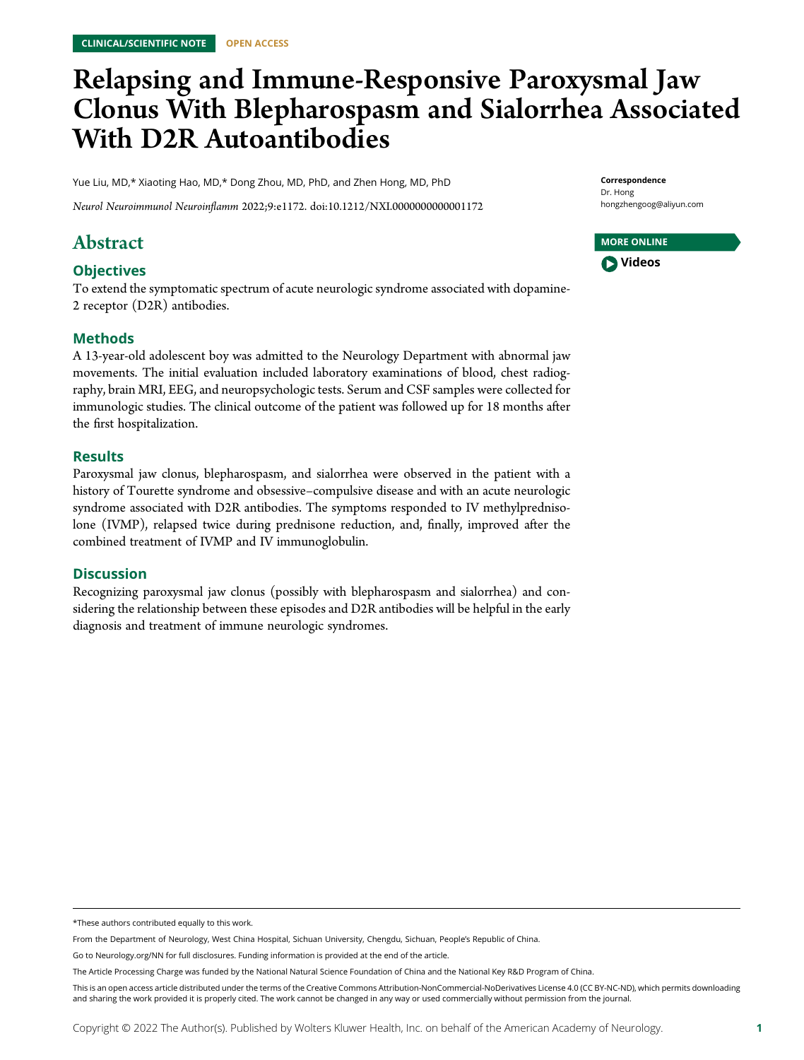CLINICAL/SCIENTIFIC NOTE OPEN ACCESS

# Relapsing and Immune-Responsive Paroxysmal Jaw Clonus With Blepharospasm and Sialorrhea Associated With D2R Autoantibodies

Yue Liu, MD,* Xiaoting Hao, MD,* Dong Zhou, MD, PhD, and Zhen Hong, MD, PhD

*Neurol Neuroimmunol Neuroinflamm* 2022;9:e1172. doi:10.1212/NXI.0000000000001172

**Correspondence**
Dr. Hong
hongzhengoog@aliyun.com

**MORE ONLINE**
Videos

## Abstract

### Objectives

To extend the symptomatic spectrum of acute neurologic syndrome associated with dopamine-2 receptor (D2R) antibodies.

### Methods

A 13-year-old adolescent boy was admitted to the Neurology Department with abnormal jaw movements. The initial evaluation included laboratory examinations of blood, chest radiography, brain MRI, EEG, and neuropsychologic tests. Serum and CSF samples were collected for immunologic studies. The clinical outcome of the patient was followed up for 18 months after the first hospitalization.

### Results

Paroxysmal jaw clonus, blepharospasm, and sialorrhea were observed in the patient with a history of Tourette syndrome and obsessive–compulsive disease and with an acute neurologic syndrome associated with D2R antibodies. The symptoms responded to IV methylprednisolone (IVMP), relapsed twice during prednisone reduction, and, finally, improved after the combined treatment of IVMP and IV immunoglobulin.

### Discussion

Recognizing paroxysmal jaw clonus (possibly with blepharospasm and sialorrhea) and considering the relationship between these episodes and D2R antibodies will be helpful in the early diagnosis and treatment of immune neurologic syndromes.

---

*These authors contributed equally to this work.

From the Department of Neurology, West China Hospital, Sichuan University, Chengdu, Sichuan, People's Republic of China.

Go to Neurology.org/NN for full disclosures. Funding information is provided at the end of the article.

The Article Processing Charge was funded by the National Natural Science Foundation of China and the National Key R&D Program of China.

This is an open access article distributed under the terms of the Creative Commons Attribution-NonCommercial-NoDerivatives License 4.0 (CC BY-NC-ND), which permits downloading and sharing the work provided it is properly cited. The work cannot be changed in any way or used commercially without permission from the journal.

Copyright © 2022 The Author(s). Published by Wolters Kluwer Health, Inc. on behalf of the American Academy of Neurology.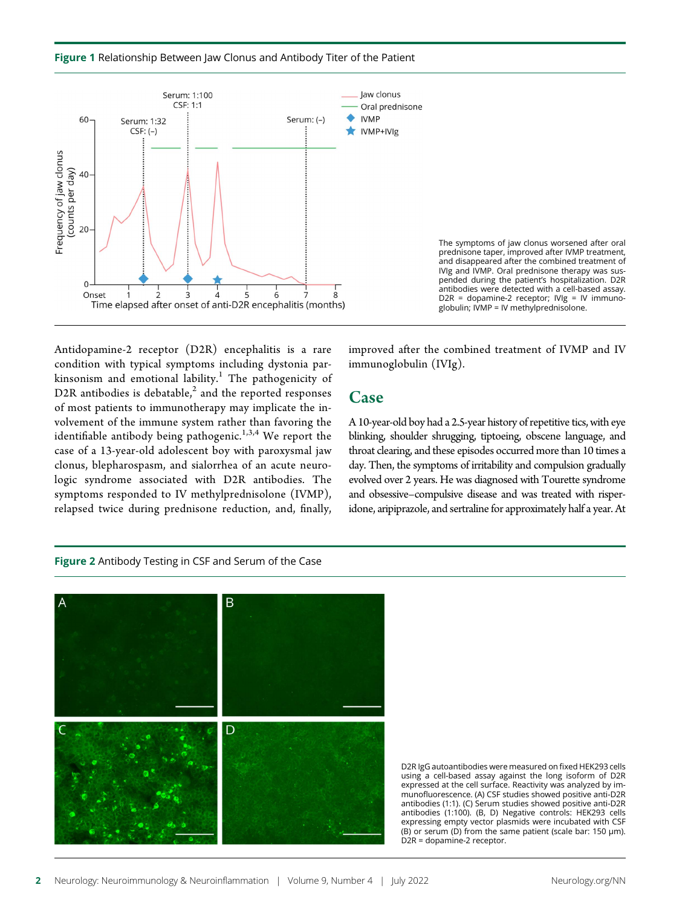**Figure 1** Relationship Between Jaw Clonus and Antibody Titer of the Patient

The symptoms of jaw clonus worsened after oral prednisone taper, improved after IVMP treatment, and disappeared after the combined treatment of IVIg and IVMP. Oral prednisone therapy was suspended during the patient's hospitalization. D2R antibodies were detected with a cell-based assay. D2R = dopamine-2 receptor; IVIg = IV immunoglobulin; IVMP = IV methylprednisolone.

Antidopamine-2 receptor (D2R) encephalitis is a rare condition with typical symptoms including dystonia parkinsonism and emotional lability.[1] The pathogenicity of D2R antibodies is debatable,[2] and the reported responses of most patients to immunotherapy may implicate the involvement of the immune system rather than favoring the identifiable antibody being pathogenic.[1,3,4] We report the case of a 13-year-old adolescent boy with paroxysmal jaw clonus, blepharospasm, and sialorrhea of an acute neurologic syndrome associated with D2R antibodies. The symptoms responded to IV methylprednisolone (IVMP), relapsed twice during prednisone reduction, and, finally, improved after the combined treatment of IVMP and IV immunoglobulin (IVIg).

## Case

A 10-year-old boy had a 2.5-year history of repetitive tics, with eye blinking, shoulder shrugging, tiptoeing, obscene language, and throat clearing, and these episodes occurred more than 10 times a day. Then, the symptoms of irritability and compulsion gradually evolved over 2 years. He was diagnosed with Tourette syndrome and obsessive–compulsive disease and was treated with risperidone, aripiprazole, and sertraline for approximately half a year. At

**Figure 2** Antibody Testing in CSF and Serum of the Case

D2R IgG autoantibodies were measured on fixed HEK293 cells using a cell-based assay against the long isoform of D2R expressed at the cell surface. Reactivity was analyzed by immunofluorescence. (A) CSF studies showed positive anti-D2R antibodies (1:1). (C) Serum studies showed positive anti-D2R antibodies (1:100). (B, D) Negative controls: HEK293 cells expressing empty vector plasmids were incubated with CSF (B) or serum (D) from the same patient (scale bar: 150 μm). D2R = dopamine-2 receptor.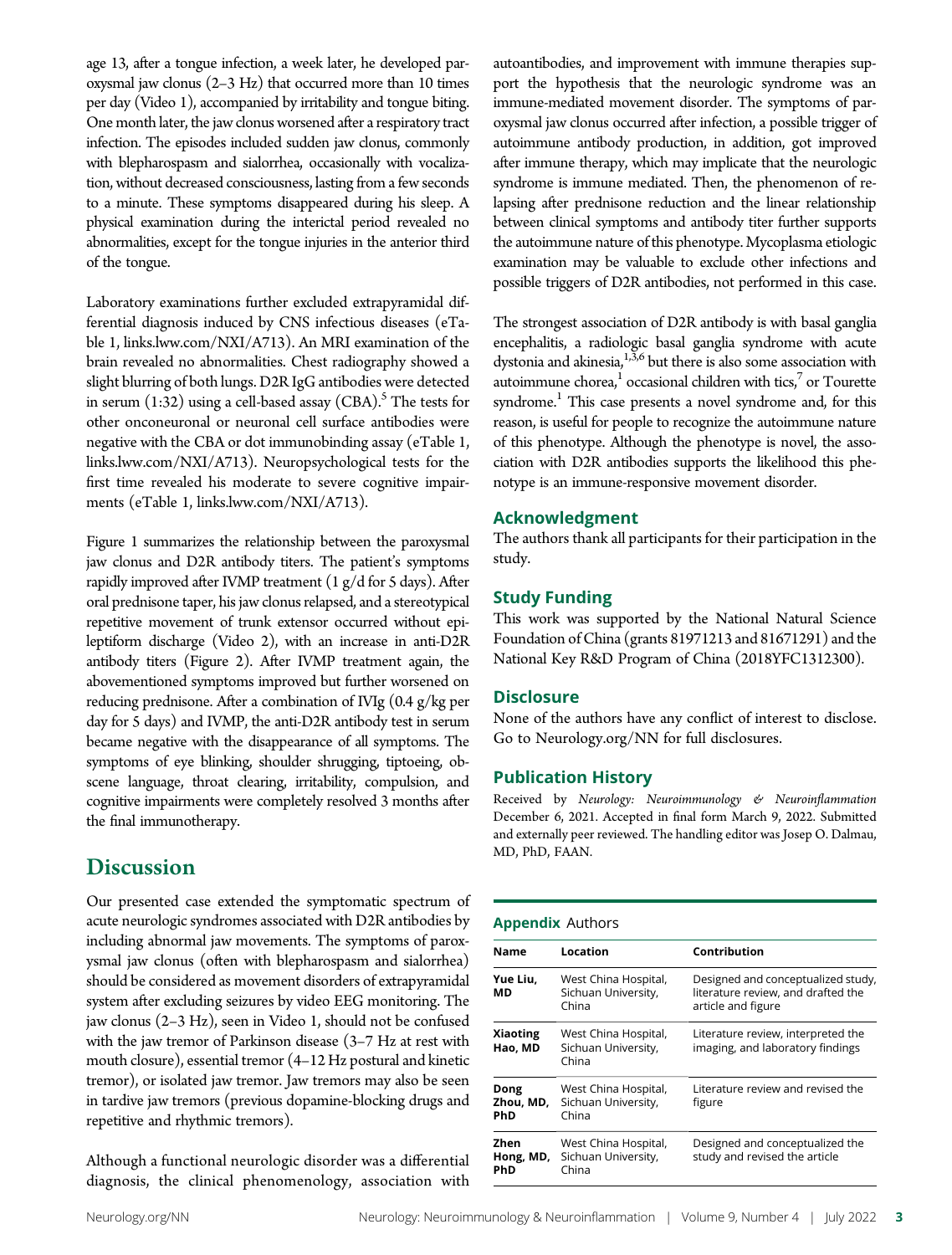age 13, after a tongue infection, a week later, he developed paroxysmal jaw clonus (2–3 Hz) that occurred more than 10 times per day (Video 1), accompanied by irritability and tongue biting. One month later, the jaw clonus worsened after a respiratory tract infection. The episodes included sudden jaw clonus, commonly with blepharospasm and sialorrhea, occasionally with vocalization, without decreased consciousness, lasting from a few seconds to a minute. These symptoms disappeared during his sleep. A physical examination during the interictal period revealed no abnormalities, except for the tongue injuries in the anterior third of the tongue.

Laboratory examinations further excluded extrapyramidal differential diagnosis induced by CNS infectious diseases (eTable 1, links.lww.com/NXI/A713). An MRI examination of the brain revealed no abnormalities. Chest radiography showed a slight blurring of both lungs. D2R IgG antibodies were detected in serum (1:32) using a cell-based assay (CBA).[5] The tests for other onconeuronal or neuronal cell surface antibodies were negative with the CBA or dot immunobinding assay (eTable 1, links.lww.com/NXI/A713). Neuropsychological tests for the first time revealed his moderate to severe cognitive impairments (eTable 1, links.lww.com/NXI/A713).

Figure 1 summarizes the relationship between the paroxysmal jaw clonus and D2R antibody titers. The patient's symptoms rapidly improved after IVMP treatment (1 g/d for 5 days). After oral prednisone taper, his jaw clonus relapsed, and a stereotypical repetitive movement of trunk extensor occurred without epileptiform discharge (Video 2), with an increase in anti-D2R antibody titers (Figure 2). After IVMP treatment again, the abovementioned symptoms improved but further worsened on reducing prednisone. After a combination of IVIg (0.4 g/kg per day for 5 days) and IVMP, the anti-D2R antibody test in serum became negative with the disappearance of all symptoms. The symptoms of eye blinking, shoulder shrugging, tiptoeing, obscene language, throat clearing, irritability, compulsion, and cognitive impairments were completely resolved 3 months after the final immunotherapy.

# Discussion

Our presented case extended the symptomatic spectrum of acute neurologic syndromes associated with D2R antibodies by including abnormal jaw movements. The symptoms of paroxysmal jaw clonus (often with blepharospasm and sialorrhea) should be considered as movement disorders of extrapyramidal system after excluding seizures by video EEG monitoring. The jaw clonus (2–3 Hz), seen in Video 1, should not be confused with the jaw tremor of Parkinson disease (3–7 Hz at rest with mouth closure), essential tremor (4–12 Hz postural and kinetic tremor), or isolated jaw tremor. Jaw tremors may also be seen in tardive jaw tremors (previous dopamine-blocking drugs and repetitive and rhythmic tremors).

Although a functional neurologic disorder was a differential diagnosis, the clinical phenomenology, association with autoantibodies, and improvement with immune therapies support the hypothesis that the neurologic syndrome was an immune-mediated movement disorder. The symptoms of paroxysmal jaw clonus occurred after infection, a possible trigger of autoimmune antibody production, in addition, got improved after immune therapy, which may implicate that the neurologic syndrome is immune mediated. Then, the phenomenon of relapsing after prednisone reduction and the linear relationship between clinical symptoms and antibody titer further supports the autoimmune nature of this phenotype. Mycoplasma etiologic examination may be valuable to exclude other infections and possible triggers of D2R antibodies, not performed in this case.

The strongest association of D2R antibody is with basal ganglia encephalitis, a radiologic basal ganglia syndrome with acute dystonia and akinesia,[1,3,6] but there is also some association with autoimmune chorea,[1] occasional children with tics,[7] or Tourette syndrome.[1] This case presents a novel syndrome and, for this reason, is useful for people to recognize the autoimmune nature of this phenotype. Although the phenotype is novel, the association with D2R antibodies supports the likelihood this phenotype is an immune-responsive movement disorder.

## Acknowledgment

The authors thank all participants for their participation in the study.

## Study Funding

This work was supported by the National Natural Science Foundation of China (grants 81971213 and 81671291) and the National Key R&D Program of China (2018YFC1312300).

## Disclosure

None of the authors have any conflict of interest to disclose. Go to Neurology.org/NN for full disclosures.

## Publication History

Received by *Neurology: Neuroimmunology & Neuroinflammation* December 6, 2021. Accepted in final form March 9, 2022. Submitted and externally peer reviewed. The handling editor was Josep O. Dalmau, MD, PhD, FAAN.

**Appendix** Authors

| Name | Location | Contribution |
| --- | --- | --- |
| **Yue Liu, MD** | West China Hospital, Sichuan University, China | Designed and conceptualized study, literature review, and drafted the article and figure |
| **Xiaoting Hao, MD** | West China Hospital, Sichuan University, China | Literature review, interpreted the imaging, and laboratory findings |
| **Dong Zhou, MD, PhD** | West China Hospital, Sichuan University, China | Literature review and revised the figure |
| **Zhen Hong, MD, PhD** | West China Hospital, Sichuan University, China | Designed and conceptualized the study and revised the article |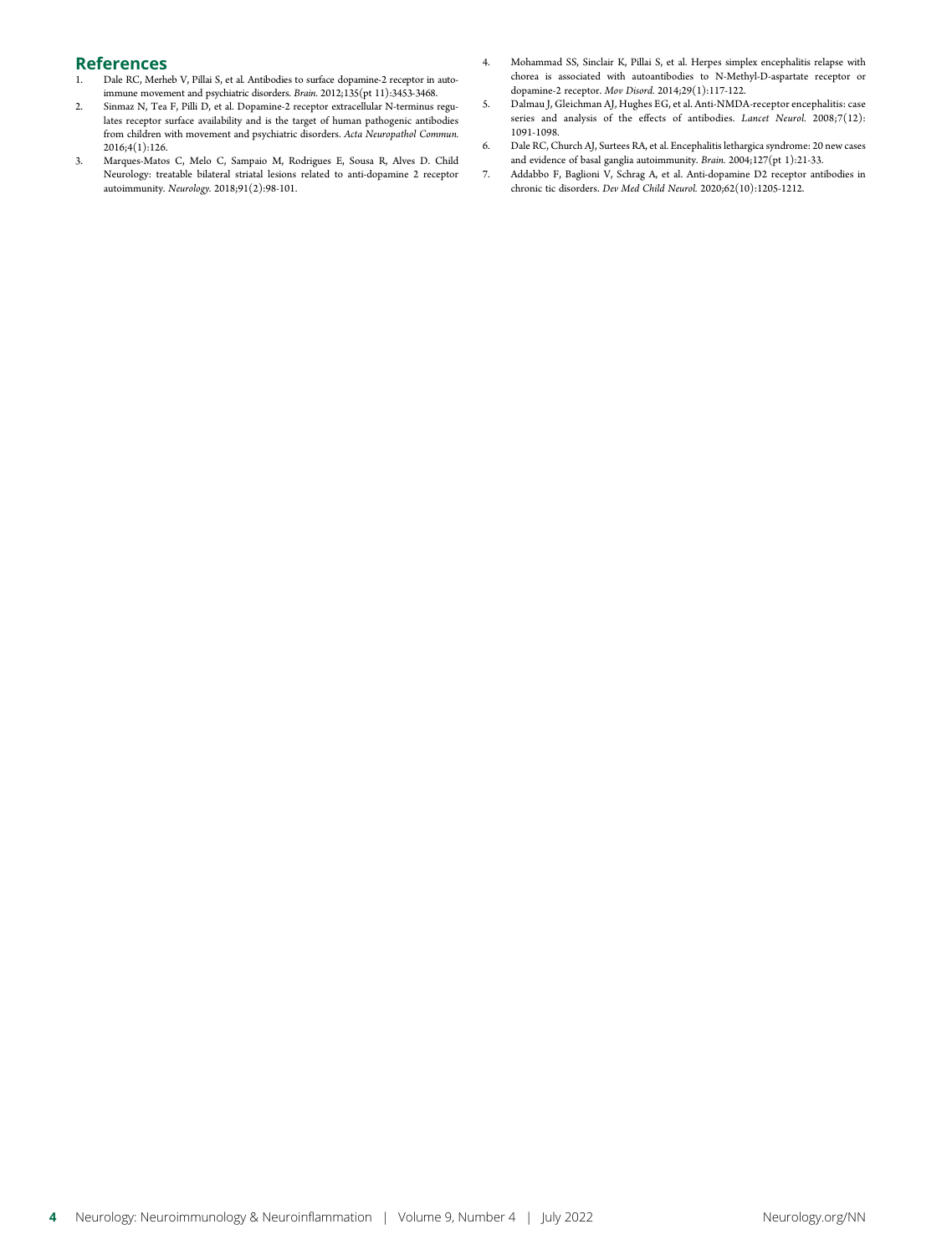## References

1. Dale RC, Merheb V, Pillai S, et al. Antibodies to surface dopamine-2 receptor in autoimmune movement and psychiatric disorders. *Brain.* 2012;135(pt 11):3453-3468.
2. Sinmaz N, Tea F, Pilli D, et al. Dopamine-2 receptor extracellular N-terminus regulates receptor surface availability and is the target of human pathogenic antibodies from children with movement and psychiatric disorders. *Acta Neuropathol Commun.* 2016;4(1):126.
3. Marques-Matos C, Melo C, Sampaio M, Rodrigues E, Sousa R, Alves D. Child Neurology: treatable bilateral striatal lesions related to anti-dopamine 2 receptor autoimmunity. *Neurology.* 2018;91(2):98-101.
4. Mohammad SS, Sinclair K, Pillai S, et al. Herpes simplex encephalitis relapse with chorea is associated with autoantibodies to N-Methyl-D-aspartate receptor or dopamine-2 receptor. *Mov Disord.* 2014;29(1):117-122.
5. Dalmau J, Gleichman AJ, Hughes EG, et al. Anti-NMDA-receptor encephalitis: case series and analysis of the effects of antibodies. *Lancet Neurol.* 2008;7(12):1091-1098.
6. Dale RC, Church AJ, Surtees RA, et al. Encephalitis lethargica syndrome: 20 new cases and evidence of basal ganglia autoimmunity. *Brain.* 2004;127(pt 1):21-33.
7. Addabbo F, Baglioni V, Schrag A, et al. Anti-dopamine D2 receptor antibodies in chronic tic disorders. *Dev Med Child Neurol.* 2020;62(10):1205-1212.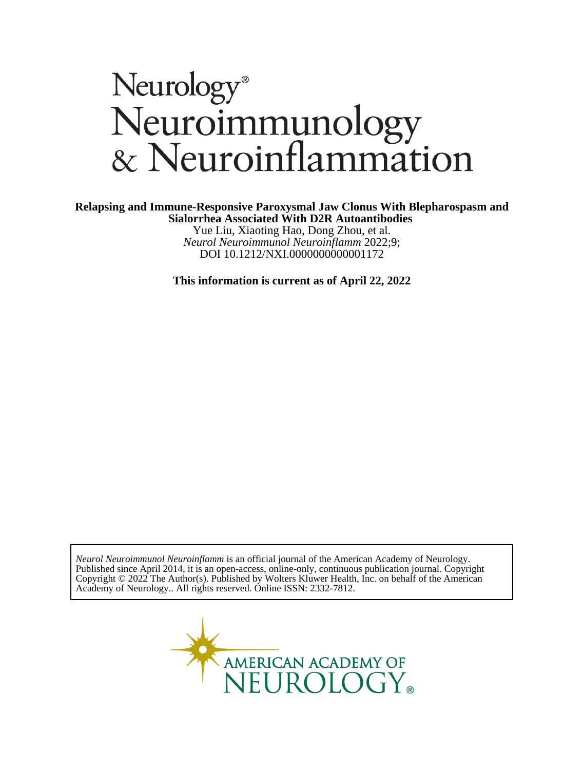# Neurology® Neuroimmunology & Neuroinflammation

**Relapsing and Immune-Responsive Paroxysmal Jaw Clonus With Blepharospasm and Sialorrhea Associated With D2R Autoantibodies**

Yue Liu, Xiaoting Hao, Dong Zhou, et al.

*Neurol Neuroimmunol Neuroinflamm* 2022;9;

DOI 10.1212/NXI.0000000000001172

**This information is current as of April 22, 2022**

*Neurol Neuroimmunol Neuroinflamm* is an official journal of the American Academy of Neurology. Published since April 2014, it is an open-access, online-only, continuous publication journal. Copyright Copyright © 2022 The Author(s). Published by Wolters Kluwer Health, Inc. on behalf of the American Academy of Neurology.. All rights reserved. Online ISSN: 2332-7812.

AMERICAN ACADEMY OF NEUROLOGY®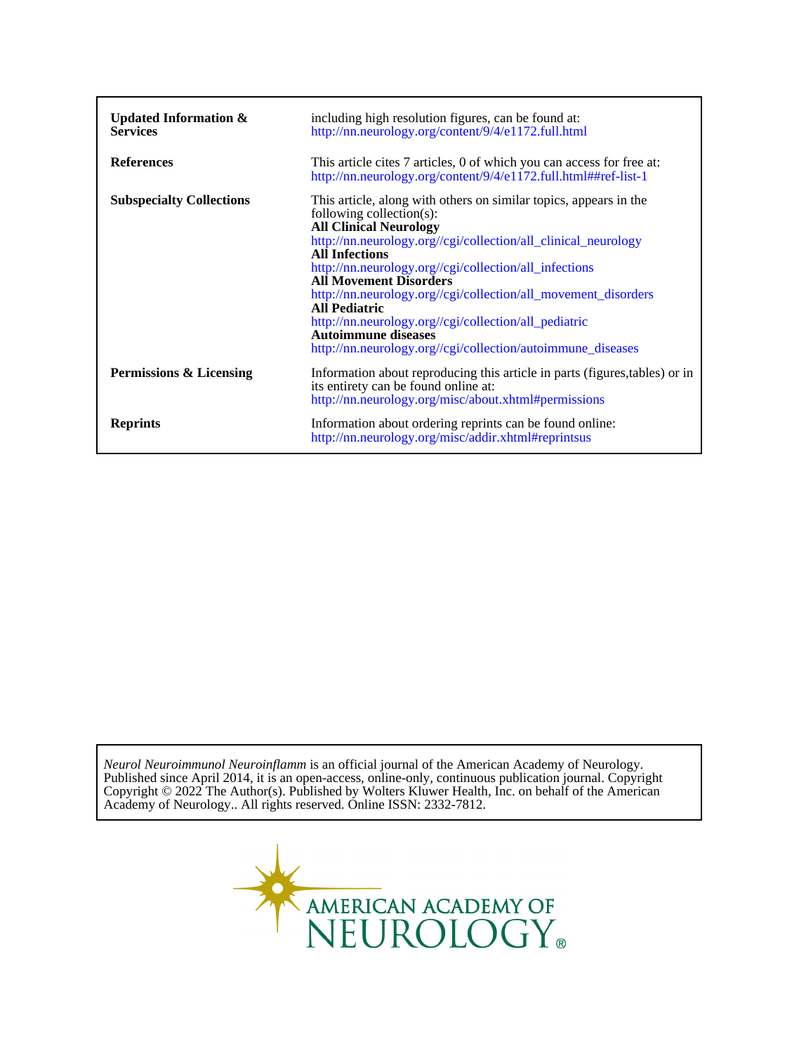| | |
|---|---|
| **Updated Information & Services** | including high resolution figures, can be found at: http://nn.neurology.org/content/9/4/e1172.full.html |
| **References** | This article cites 7 articles, 0 of which you can access for free at: http://nn.neurology.org/content/9/4/e1172.full.html##ref-list-1 |
| **Subspecialty Collections** | This article, along with others on similar topics, appears in the following collection(s): **All Clinical Neurology** http://nn.neurology.org//cgi/collection/all_clinical_neurology **All Infections** http://nn.neurology.org//cgi/collection/all_infections **All Movement Disorders** http://nn.neurology.org//cgi/collection/all_movement_disorders **All Pediatric** http://nn.neurology.org//cgi/collection/all_pediatric **Autoimmune diseases** http://nn.neurology.org//cgi/collection/autoimmune_diseases |
| **Permissions & Licensing** | Information about reproducing this article in parts (figures,tables) or in its entirety can be found online at: http://nn.neurology.org/misc/about.xhtml#permissions |
| **Reprints** | Information about ordering reprints can be found online: http://nn.neurology.org/misc/addir.xhtml#reprintsus |

*Neurol Neuroimmunol Neuroinflamm* is an official journal of the American Academy of Neurology. Published since April 2014, it is an open-access, online-only, continuous publication journal. Copyright Copyright © 2022 The Author(s). Published by Wolters Kluwer Health, Inc. on behalf of the American Academy of Neurology.. All rights reserved. Online ISSN: 2332-7812.

AMERICAN ACADEMY OF NEUROLOGY®